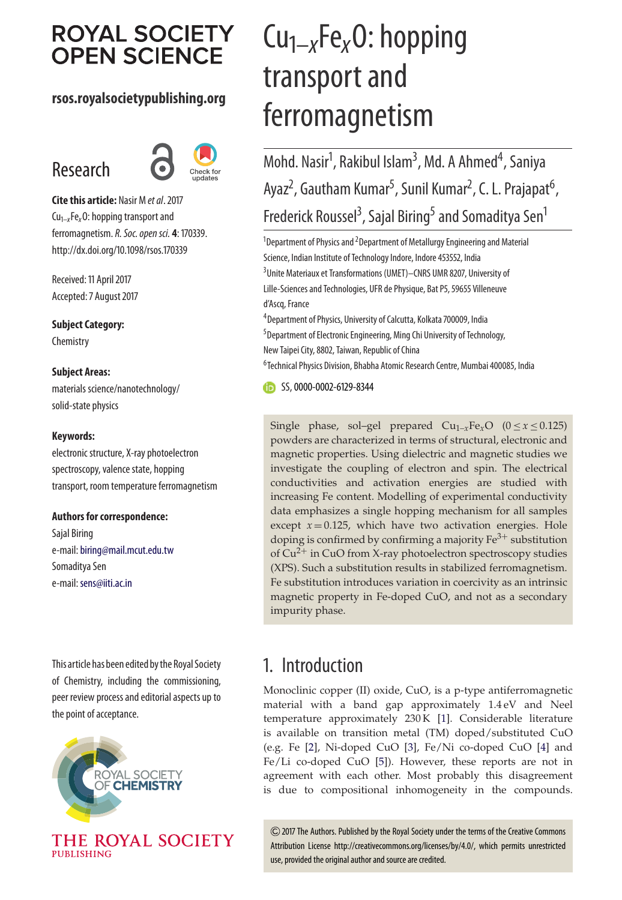# $Cu_{1-x}Fe_xO$: hopping transport and ferromagnetism

Mohd. Nasir[1], Rakibul Islam[3], Md. A Ahmed[4], Saniya Ayaz[2], Gautham Kumar[5], Sunil Kumar[2], C. L. Prajapat[6], Frederick Roussel[3], Sajal Biring[5] and Somaditya Sen[1]

[1]Department of Physics and [2]Department of Metallurgy Engineering and Material Science, Indian Institute of Technology Indore, Indore 453552, India

[3]Unite Materiaux et Transformations (UMET)—CNRS UMR 8207, University of Lille-Sciences and Technologies, UFR de Physique, Bat P5, 59655 Villeneuve d'Ascq, France

[4]Department of Physics, University of Calcutta, Kolkata 700009, India

[5]Department of Electronic Engineering, Ming Chi University of Technology, New Taipei City, 8802, Taiwan, Republic of China

[6]Technical Physics Division, Bhabha Atomic Research Centre, Mumbai 400085, India

SS, 0000-0002-6129-8344

Research

**Cite this article:** Nasir M *et al*. 2017 $Cu_{1-x}Fe_xO$: hopping transport and ferromagnetism. *R. Soc. open sci.* **4**: 170339. http://dx.doi.org/10.1098/rsos.170339

Received: 11 April 2017

Accepted: 7 August 2017

**Subject Category:**

Chemistry

**Subject Areas:**

materials science/nanotechnology/solid-state physics

**Keywords:**

electronic structure, X-ray photoelectron spectroscopy, valence state, hopping transport, room temperature ferromagnetism

**Authors for correspondence:**

Sajal Biring

e-mail: biring@mail.mcut.edu.tw

Somaditya Sen

e-mail: sens@iiti.ac.in

This article has been edited by the Royal Society of Chemistry, including the commissioning, peer review process and editorial aspects up to the point of acceptance.

Single phase, sol–gel prepared $Cu_{1-x}Fe_xO$ $(0 \leq x \leq 0.125)$ powders are characterized in terms of structural, electronic and magnetic properties. Using dielectric and magnetic studies we investigate the coupling of electron and spin. The electrical conductivities and activation energies are studied with increasing Fe content. Modelling of experimental conductivity data emphasizes a single hopping mechanism for all samples except $x = 0.125$, which have two activation energies. Hole doping is confirmed by confirming a majority $Fe^{3+}$ substitution of $Cu^{2+}$ in CuO from X-ray photoelectron spectroscopy studies (XPS). Such a substitution results in stabilized ferromagnetism. Fe substitution introduces variation in coercivity as an intrinsic magnetic property in Fe-doped CuO, and not as a secondary impurity phase.

## 1. Introduction

Monoclinic copper (II) oxide, CuO, is a p-type antiferromagnetic material with a band gap approximately 1.4 eV and Neel temperature approximately 230 K [1]. Considerable literature is available on transition metal (TM) doped/substituted CuO (e.g. Fe [2], Ni-doped CuO [3], Fe/Ni co-doped CuO [4] and Fe/Li co-doped CuO [5]). However, these reports are not in agreement with each other. Most probably this disagreement is due to compositional inhomogeneity in the compounds.

© 2017 The Authors. Published by the Royal Society under the terms of the Creative Commons Attribution License http://creativecommons.org/licenses/by/4.0/, which permits unrestricted use, provided the original author and source are credited.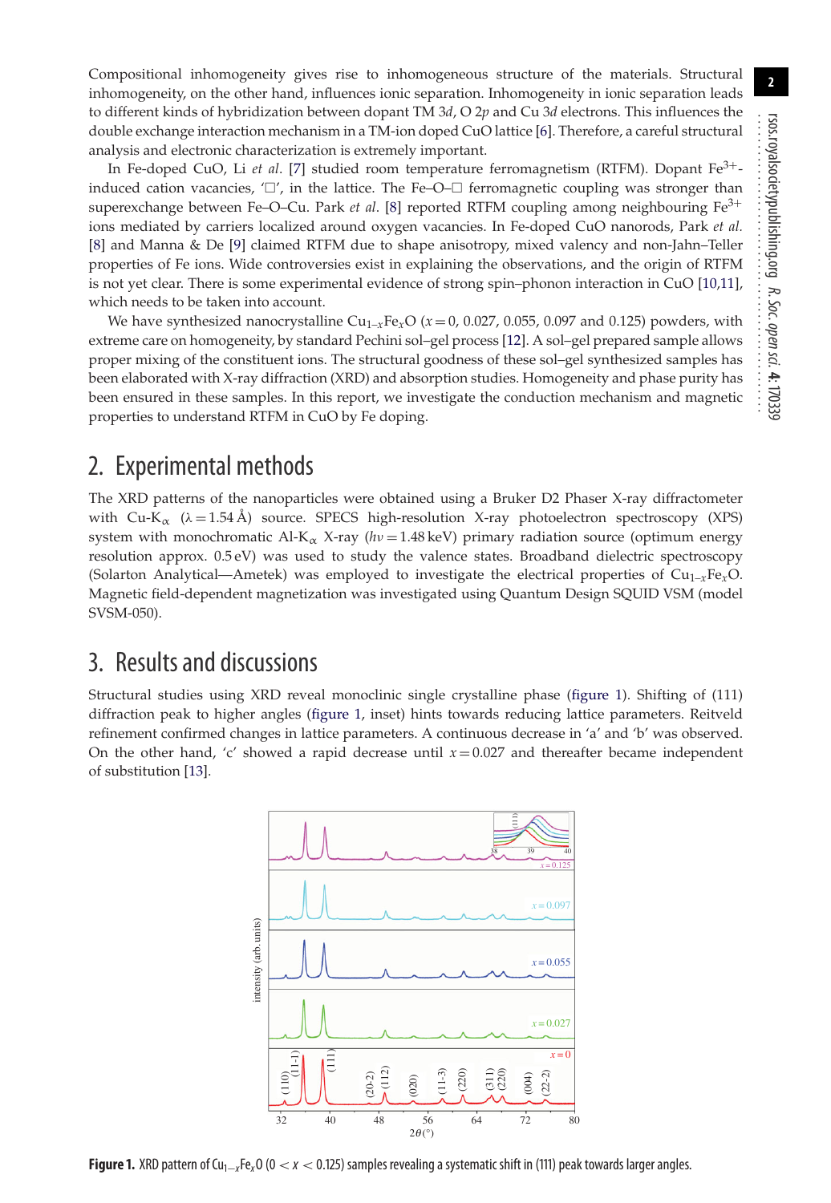Compositional inhomogeneity gives rise to inhomogeneous structure of the materials. Structural inhomogeneity, on the other hand, influences ionic separation. Inhomogeneity in ionic separation leads to different kinds of hybridization between dopant TM 3*d*, O 2*p* and Cu 3*d* electrons. This influences the double exchange interaction mechanism in a TM-ion doped CuO lattice [6]. Therefore, a careful structural analysis and electronic characterization is extremely important.

In Fe-doped CuO, Li *et al*. [7] studied room temperature ferromagnetism (RTFM). Dopant $Fe^{3+}$-induced cation vacancies, '□', in the lattice. The Fe–O–□ ferromagnetic coupling was stronger than superexchange between Fe–O–Cu. Park *et al*. [8] reported RTFM coupling among neighbouring $Fe^{3+}$ ions mediated by carriers localized around oxygen vacancies. In Fe-doped CuO nanorods, Park *et al.* [8] and Manna & De [9] claimed RTFM due to shape anisotropy, mixed valency and non-Jahn–Teller properties of Fe ions. Wide controversies exist in explaining the observations, and the origin of RTFM is not yet clear. There is some experimental evidence of strong spin–phonon interaction in CuO [10,11], which needs to be taken into account.

We have synthesized nanocrystalline $Cu_{1-x}Fe_xO$ ($x = 0$, 0.027, 0.055, 0.097 and 0.125) powders, with extreme care on homogeneity, by standard Pechini sol–gel process [12]. A sol–gel prepared sample allows proper mixing of the constituent ions. The structural goodness of these sol–gel synthesized samples has been elaborated with X-ray diffraction (XRD) and absorption studies. Homogeneity and phase purity has been ensured in these samples. In this report, we investigate the conduction mechanism and magnetic properties to understand RTFM in CuO by Fe doping.

## 2. Experimental methods

The XRD patterns of the nanoparticles were obtained using a Bruker D2 Phaser X-ray diffractometer with Cu-$K_\alpha$ ($\lambda = 1.54$ Å) source. SPECS high-resolution X-ray photoelectron spectroscopy (XPS) system with monochromatic Al-$K_\alpha$ X-ray ($h\nu = 1.48$ keV) primary radiation source (optimum energy resolution approx. 0.5 eV) was used to study the valence states. Broadband dielectric spectroscopy (Solarton Analytical—Ametek) was employed to investigate the electrical properties of $Cu_{1-x}Fe_xO$. Magnetic field-dependent magnetization was investigated using Quantum Design SQUID VSM (model SVSM-050).

## 3. Results and discussions

Structural studies using XRD reveal monoclinic single crystalline phase (figure 1). Shifting of (111) diffraction peak to higher angles (figure 1, inset) hints towards reducing lattice parameters. Reitveld refinement confirmed changes in lattice parameters. A continuous decrease in 'a' and 'b' was observed. On the other hand, 'c' showed a rapid decrease until $x = 0.027$ and thereafter became independent of substitution [13].

**Figure 1.** XRD pattern of $Cu_{1-x}Fe_xO$ ($0 < x < 0.125$) samples revealing a systematic shift in (111) peak towards larger angles.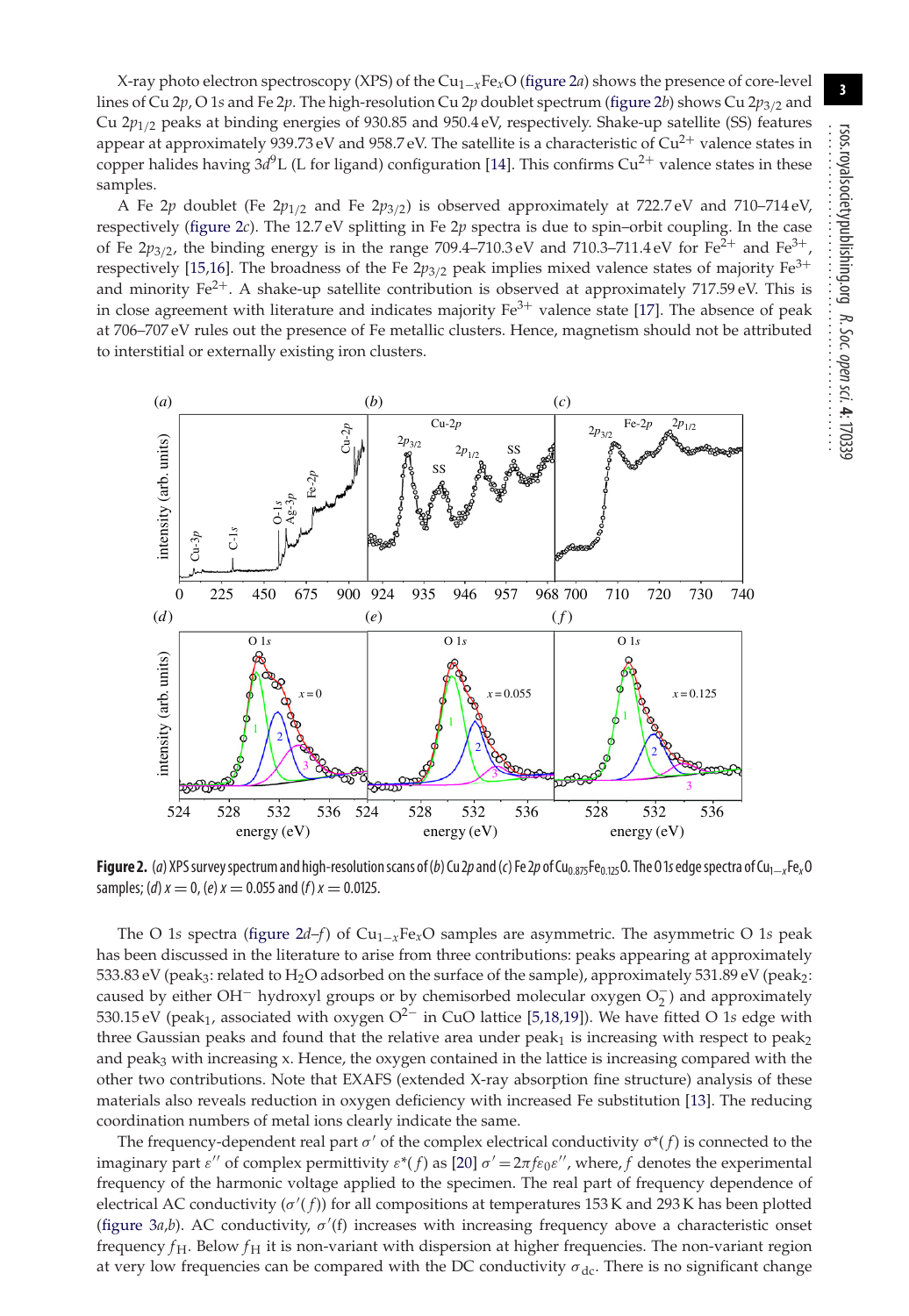X-ray photo electron spectroscopy (XPS) of the $Cu_{1-x}Fe_xO$ (figure 2*a*) shows the presence of core-level lines of Cu 2*p*, O 1*s* and Fe 2*p*. The high-resolution Cu 2*p* doublet spectrum (figure 2*b*) shows Cu $2p_{3/2}$ and Cu $2p_{1/2}$ peaks at binding energies of 930.85 and 950.4 eV, respectively. Shake-up satellite (SS) features appear at approximately 939.73 eV and 958.7 eV. The satellite is a characteristic of $Cu^{2+}$ valence states in copper halides having $3d^9$L (L for ligand) configuration [14]. This confirms $Cu^{2+}$ valence states in these samples.

A Fe 2*p* doublet (Fe $2p_{1/2}$ and Fe $2p_{3/2}$) is observed approximately at 722.7 eV and 710–714 eV, respectively (figure 2*c*). The 12.7 eV splitting in Fe 2*p* spectra is due to spin–orbit coupling. In the case of Fe $2p_{3/2}$, the binding energy is in the range 709.4–710.3 eV and 710.3–711.4 eV for $Fe^{2+}$ and $Fe^{3+}$, respectively [15,16]. The broadness of the Fe $2p_{3/2}$ peak implies mixed valence states of majority $Fe^{3+}$ and minority $Fe^{2+}$. A shake-up satellite contribution is observed at approximately 717.59 eV. This is in close agreement with literature and indicates majority $Fe^{3+}$ valence state [17]. The absence of peak at 706–707 eV rules out the presence of Fe metallic clusters. Hence, magnetism should not be attributed to interstitial or externally existing iron clusters.

**Figure 2.** (*a*) XPS survey spectrum and high-resolution scans of (*b*) Cu 2*p* and (*c*) Fe 2*p* of $Cu_{0.875}Fe_{0.125}O$. The O 1*s* edge spectra of $Cu_{1-x}Fe_xO$ samples; (*d*) $x = 0$, (*e*) $x = 0.055$ and (*f*) $x = 0.0125$.

The O 1*s* spectra (figure 2*d–f*) of $Cu_{1-x}Fe_xO$ samples are asymmetric. The asymmetric O 1*s* peak has been discussed in the literature to arise from three contributions: peaks appearing at approximately 533.83 eV ($peak_3$: related to $H_2O$ adsorbed on the surface of the sample), approximately 531.89 eV ($peak_2$: caused by either $OH^-$ hydroxyl groups or by chemisorbed molecular oxygen $O_2^-$) and approximately 530.15 eV ($peak_1$, associated with oxygen $O^{2-}$ in CuO lattice [5,18,19]). We have fitted O 1*s* edge with three Gaussian peaks and found that the relative area under $peak_1$ is increasing with respect to $peak_2$ and $peak_3$ with increasing x. Hence, the oxygen contained in the lattice is increasing compared with the other two contributions. Note that EXAFS (extended X-ray absorption fine structure) analysis of these materials also reveals reduction in oxygen deficiency with increased Fe substitution [13]. The reducing coordination numbers of metal ions clearly indicate the same.

The frequency-dependent real part $\sigma'$ of the complex electrical conductivity $\sigma^*(f)$ is connected to the imaginary part $\varepsilon''$ of complex permittivity $\varepsilon^*(f)$ as [20] $\sigma' = 2\pi f \varepsilon_0 \varepsilon''$, where, $f$ denotes the experimental frequency of the harmonic voltage applied to the specimen. The real part of frequency dependence of electrical AC conductivity ($\sigma'(f)$) for all compositions at temperatures 153 K and 293 K has been plotted (figure 3*a*,*b*). AC conductivity, $\sigma'(f)$ increases with increasing frequency above a characteristic onset frequency $f_H$. Below $f_H$ it is non-variant with dispersion at higher frequencies. The non-variant region at very low frequencies can be compared with the DC conductivity $\sigma_{dc}$. There is no significant change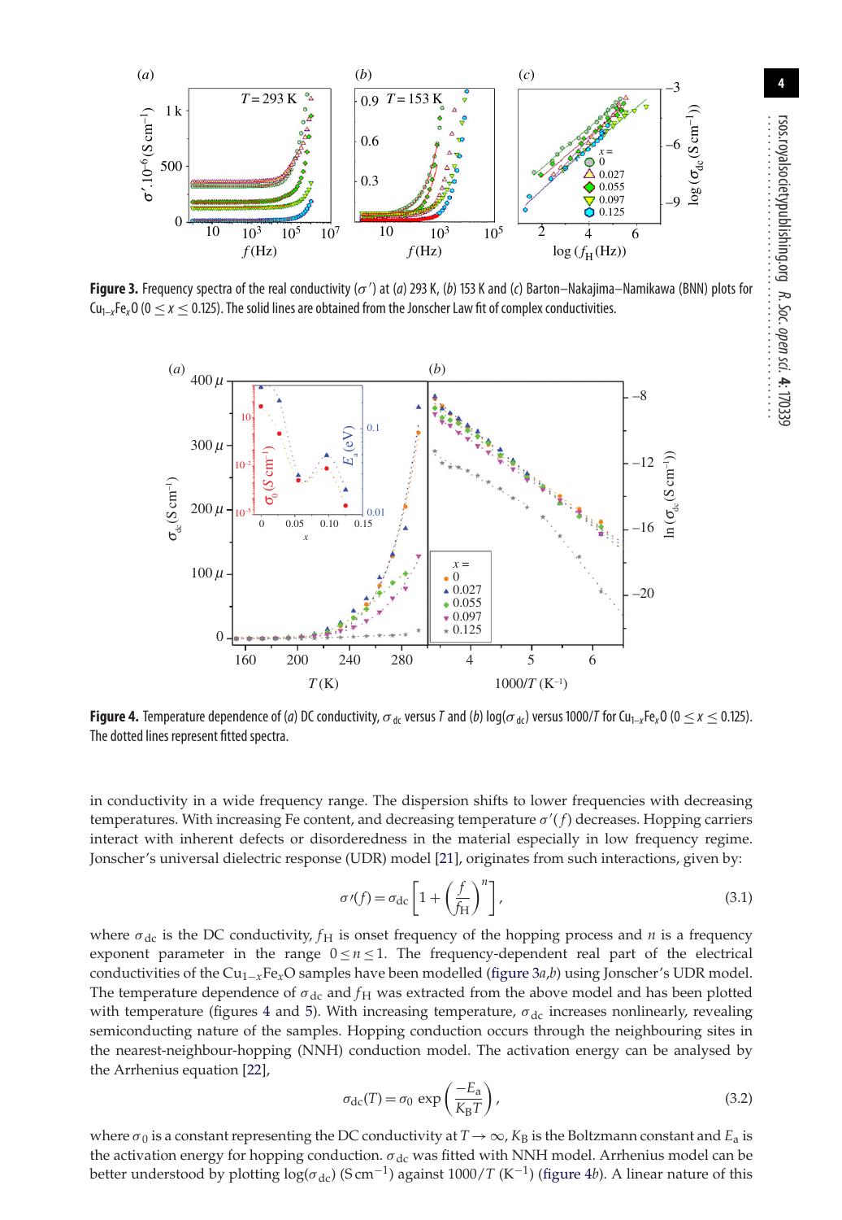**Figure 3.** Frequency spectra of the real conductivity ($\sigma'$) at (*a*) 293 K, (*b*) 153 K and (*c*) Barton–Nakajima–Namikawa (BNN) plots for $Cu_{1-x}Fe_xO$ ($0 \leq x \leq 0.125$). The solid lines are obtained from the Jonscher Law fit of complex conductivities.

**Figure 4.** Temperature dependence of (*a*) DC conductivity, $\sigma_{dc}$ versus $T$ and (*b*) $\log(\sigma_{dc})$ versus $1000/T$ for $Cu_{1-x}Fe_xO$ ($0 \leq x \leq 0.125$). The dotted lines represent fitted spectra.

in conductivity in a wide frequency range. The dispersion shifts to lower frequencies with decreasing temperatures. With increasing Fe content, and decreasing temperature $\sigma'(f)$ decreases. Hopping carriers interact with inherent defects or disorderedness in the material especially in low frequency regime. Jonscher's universal dielectric response (UDR) model [21], originates from such interactions, given by:

$$\sigma'(f) = \sigma_{dc}\left[1 + \left(\frac{f}{f_H}\right)^n\right], \tag{3.1}$$

where $\sigma_{dc}$ is the DC conductivity, $f_H$ is onset frequency of the hopping process and $n$ is a frequency exponent parameter in the range $0 \leq n \leq 1$. The frequency-dependent real part of the electrical conductivities of the $Cu_{1-x}Fe_xO$ samples have been modelled (figure 3*a*,*b*) using Jonscher's UDR model. The temperature dependence of $\sigma_{dc}$ and $f_H$ was extracted from the above model and has been plotted with temperature (figures 4 and 5). With increasing temperature, $\sigma_{dc}$ increases nonlinearly, revealing semiconducting nature of the samples. Hopping conduction occurs through the neighbouring sites in the nearest-neighbour-hopping (NNH) conduction model. The activation energy can be analysed by the Arrhenius equation [22],

$$\sigma_{dc}(T) = \sigma_0 \exp\left(\frac{-E_a}{K_B T}\right), \tag{3.2}$$

where $\sigma_0$ is a constant representing the DC conductivity at $T \to \infty$, $K_B$ is the Boltzmann constant and $E_a$ is the activation energy for hopping conduction. $\sigma_{dc}$ was fitted with NNH model. Arrhenius model can be better understood by plotting $\log(\sigma_{dc})$ (S cm$^{-1}$) against $1000/T$ (K$^{-1}$) (figure 4*b*). A linear nature of this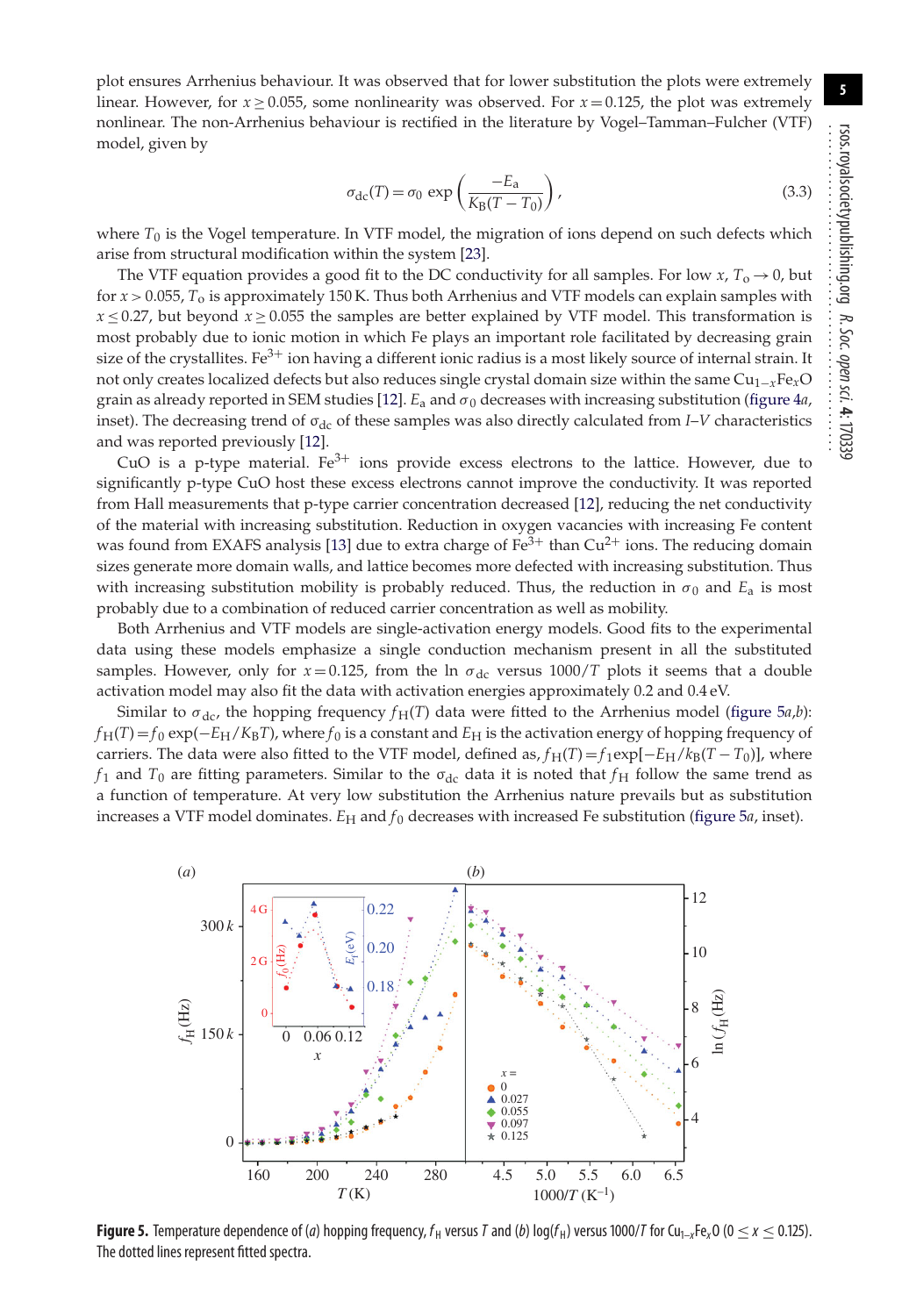plot ensures Arrhenius behaviour. It was observed that for lower substitution the plots were extremely linear. However, for $x \geq 0.055$, some nonlinearity was observed. For $x = 0.125$, the plot was extremely nonlinear. The non-Arrhenius behaviour is rectified in the literature by Vogel–Tamman–Fulcher (VTF) model, given by

$$\sigma_{dc}(T) = \sigma_0 \exp\left(\frac{-E_a}{K_B(T - T_0)}\right), \tag{3.3}$$

where $T_0$ is the Vogel temperature. In VTF model, the migration of ions depend on such defects which arise from structural modification within the system [23].

The VTF equation provides a good fit to the DC conductivity for all samples. For low $x$, $T_o \to 0$, but for $x > 0.055$, $T_o$ is approximately 150 K. Thus both Arrhenius and VTF models can explain samples with $x \leq 0.27$, but beyond $x \geq 0.055$ the samples are better explained by VTF model. This transformation is most probably due to ionic motion in which Fe plays an important role facilitated by decreasing grain size of the crystallites. $Fe^{3+}$ ion having a different ionic radius is a most likely source of internal strain. It not only creates localized defects but also reduces single crystal domain size within the same $Cu_{1-x}Fe_xO$ grain as already reported in SEM studies [12]. $E_a$ and $\sigma_0$ decreases with increasing substitution (figure 4*a*, inset). The decreasing trend of $\sigma_{dc}$ of these samples was also directly calculated from *I*–*V* characteristics and was reported previously [12].

CuO is a p-type material. $Fe^{3+}$ ions provide excess electrons to the lattice. However, due to significantly p-type CuO host these excess electrons cannot improve the conductivity. It was reported from Hall measurements that p-type carrier concentration decreased [12], reducing the net conductivity of the material with increasing substitution. Reduction in oxygen vacancies with increasing Fe content was found from EXAFS analysis [13] due to extra charge of $Fe^{3+}$ than $Cu^{2+}$ ions. The reducing domain sizes generate more domain walls, and lattice becomes more defected with increasing substitution. Thus with increasing substitution mobility is probably reduced. Thus, the reduction in $\sigma_0$ and $E_a$ is most probably due to a combination of reduced carrier concentration as well as mobility.

Both Arrhenius and VTF models are single-activation energy models. Good fits to the experimental data using these models emphasize a single conduction mechanism present in all the substituted samples. However, only for $x = 0.125$, from the $\ln \sigma_{dc}$ versus $1000/T$ plots it seems that a double activation model may also fit the data with activation energies approximately 0.2 and 0.4 eV.

Similar to $\sigma_{dc}$, the hopping frequency $f_H(T)$ data were fitted to the Arrhenius model (figure 5*a*,*b*): $f_H(T) = f_0 \exp(-E_H/K_BT)$, where $f_0$ is a constant and $E_H$ is the activation energy of hopping frequency of carriers. The data were also fitted to the VTF model, defined as, $f_H(T) = f_1 \exp[-E_H/k_B(T - T_0)]$, where $f_1$ and $T_0$ are fitting parameters. Similar to the $\sigma_{dc}$ data it is noted that $f_H$ follow the same trend as a function of temperature. At very low substitution the Arrhenius nature prevails but as substitution increases a VTF model dominates. $E_H$ and $f_0$ decreases with increased Fe substitution (figure 5*a*, inset).

**Figure 5.** Temperature dependence of (*a*) hopping frequency, $f_H$ versus $T$ and (*b*) $\log(f_H)$ versus $1000/T$ for $Cu_{1-x}Fe_xO$ ($0 \leq x \leq 0.125$). The dotted lines represent fitted spectra.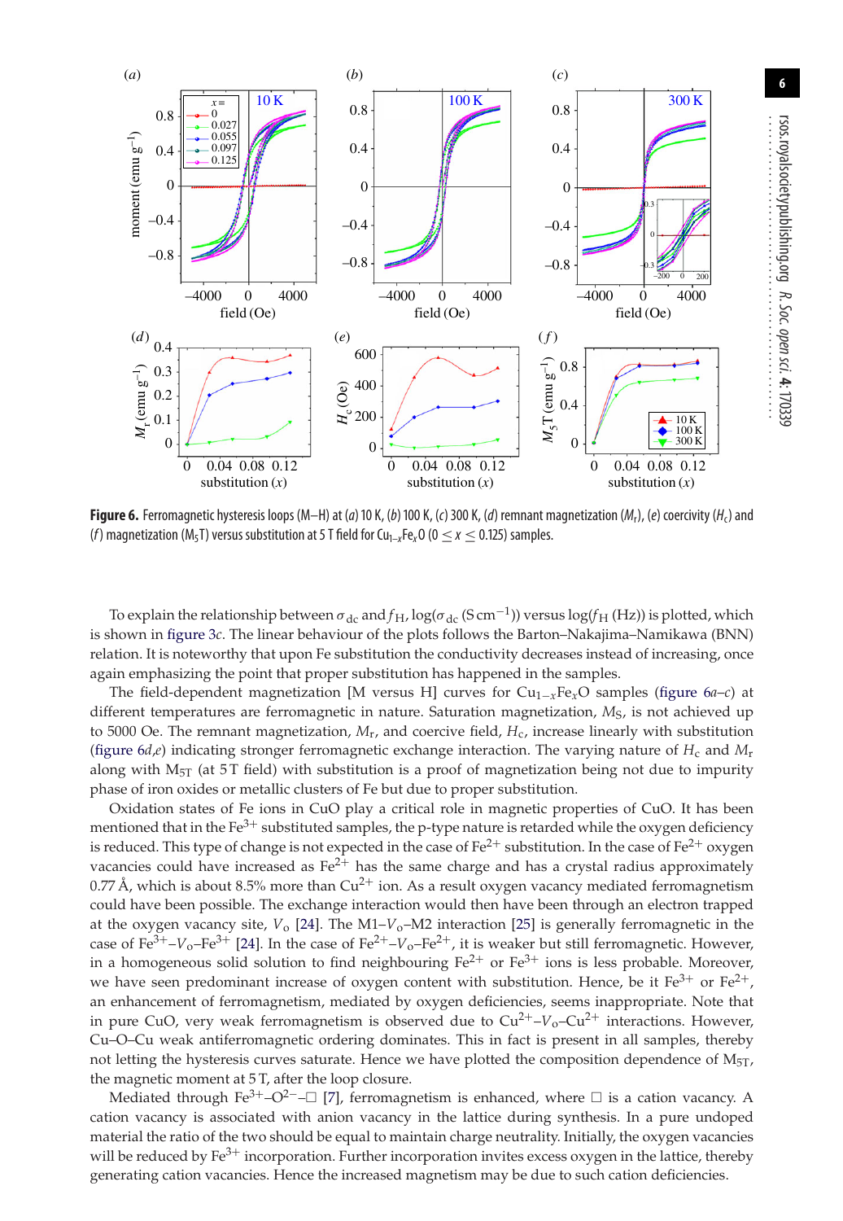**Figure 6.** Ferromagnetic hysteresis loops (M–H) at (*a*) 10 K, (*b*) 100 K, (*c*) 300 K, (*d*) remnant magnetization ($M_r$), (*e*) coercivity ($H_c$) and (*f*) magnetization ($M_5T$) versus substitution at 5 T field for $Cu_{1-x}Fe_xO$ ($0 \leq x \leq 0.125$) samples.

To explain the relationship between $\sigma_{dc}$ and $f_H$, $\log(\sigma_{dc}$ (S cm$^{-1}$)) versus $\log(f_H$ (Hz)) is plotted, which is shown in figure 3*c*. The linear behaviour of the plots follows the Barton–Nakajima–Namikawa (BNN) relation. It is noteworthy that upon Fe substitution the conductivity decreases instead of increasing, once again emphasizing the point that proper substitution has happened in the samples.

The field-dependent magnetization [M versus H] curves for $Cu_{1-x}Fe_xO$ samples (figure 6*a–c*) at different temperatures are ferromagnetic in nature. Saturation magnetization, $M_S$, is not achieved up to 5000 Oe. The remnant magnetization, $M_r$, and coercive field, $H_c$, increase linearly with substitution (figure 6*d*,*e*) indicating stronger ferromagnetic exchange interaction. The varying nature of $H_c$ and $M_r$ along with $M_{5T}$ (at 5 T field) with substitution is a proof of magnetization being not due to impurity phase of iron oxides or metallic clusters of Fe but due to proper substitution.

Oxidation states of Fe ions in CuO play a critical role in magnetic properties of CuO. It has been mentioned that in the $Fe^{3+}$ substituted samples, the p-type nature is retarded while the oxygen deficiency is reduced. This type of change is not expected in the case of $Fe^{2+}$ substitution. In the case of $Fe^{2+}$ oxygen vacancies could have increased as $Fe^{2+}$ has the same charge and has a crystal radius approximately 0.77 Å, which is about 8.5% more than $Cu^{2+}$ ion. As a result oxygen vacancy mediated ferromagnetism could have been possible. The exchange interaction would then have been through an electron trapped at the oxygen vacancy site, $V_o$ [24]. The M1–$V_o$–M2 interaction [25] is generally ferromagnetic in the case of $Fe^{3+}$–$V_o$–$Fe^{3+}$ [24]. In the case of $Fe^{2+}$–$V_o$–$Fe^{2+}$, it is weaker but still ferromagnetic. However, in a homogeneous solid solution to find neighbouring $Fe^{2+}$ or $Fe^{3+}$ ions is less probable. Moreover, we have seen predominant increase of oxygen content with substitution. Hence, be it $Fe^{3+}$ or $Fe^{2+}$, an enhancement of ferromagnetism, mediated by oxygen deficiencies, seems inappropriate. Note that in pure CuO, very weak ferromagnetism is observed due to $Cu^{2+}$–$V_o$–$Cu^{2+}$ interactions. However, Cu–O–Cu weak antiferromagnetic ordering dominates. This in fact is present in all samples, thereby not letting the hysteresis curves saturate. Hence we have plotted the composition dependence of $M_{5T}$, the magnetic moment at 5 T, after the loop closure.

Mediated through $Fe^{3+}$–$O^{2-}$–□ [7], ferromagnetism is enhanced, where □ is a cation vacancy. A cation vacancy is associated with anion vacancy in the lattice during synthesis. In a pure undoped material the ratio of the two should be equal to maintain charge neutrality. Initially, the oxygen vacancies will be reduced by $Fe^{3+}$ incorporation. Further incorporation invites excess oxygen in the lattice, thereby generating cation vacancies. Hence the increased magnetism may be due to such cation deficiencies.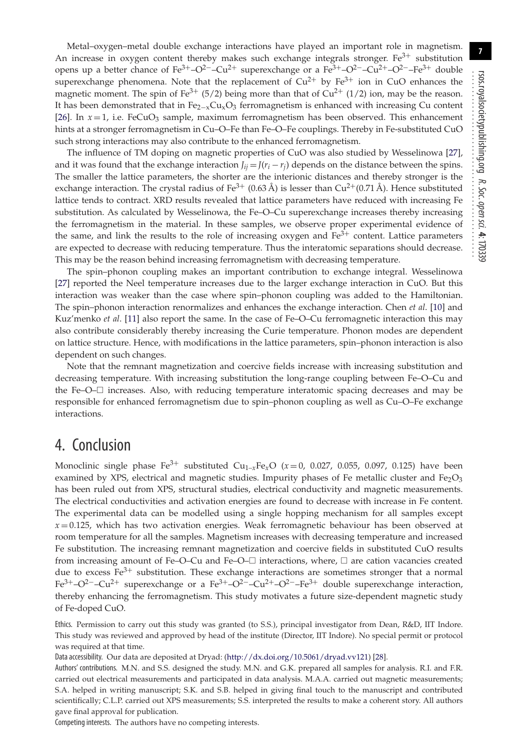Metal–oxygen–metal double exchange interactions have played an important role in magnetism. An increase in oxygen content thereby makes such exchange integrals stronger. $Fe^{3+}$ substitution opens up a better chance of $Fe^{3+}$–$O^{2-}$–$Cu^{2+}$ superexchange or a $Fe^{3+}$–$O^{2-}$–$Cu^{2+}$–$O^{2-}$–$Fe^{3+}$ double superexchange phenomena. Note that the replacement of $Cu^{2+}$ by $Fe^{3+}$ ion in CuO enhances the magnetic moment. The spin of $Fe^{3+}$ (5/2) being more than that of $Cu^{2+}$ (1/2) ion, may be the reason. It has been demonstrated that in $Fe_{2-x}Cu_xO_3$ ferromagnetism is enhanced with increasing Cu content [26]. In $x = 1$, i.e. $FeCuO_3$ sample, maximum ferromagnetism has been observed. This enhancement hints at a stronger ferromagnetism in Cu–O–Fe than Fe–O–Fe couplings. Thereby in Fe-substituted CuO such strong interactions may also contribute to the enhanced ferromagnetism.

The influence of TM doping on magnetic properties of CuO was also studied by Wesselinowa [27], and it was found that the exchange interaction $J_{ij} = J(r_i - r_j)$ depends on the distance between the spins. The smaller the lattice parameters, the shorter are the interionic distances and thereby stronger is the exchange interaction. The crystal radius of $Fe^{3+}$ (0.63 Å) is lesser than $Cu^{2+}$(0.71 Å). Hence substituted lattice tends to contract. XRD results revealed that lattice parameters have reduced with increasing Fe substitution. As calculated by Wesselinowa, the Fe–O–Cu superexchange increases thereby increasing the ferromagnetism in the material. In these samples, we observe proper experimental evidence of the same, and link the results to the role of increasing oxygen and $Fe^{3+}$ content. Lattice parameters are expected to decrease with reducing temperature. Thus the interatomic separations should decrease. This may be the reason behind increasing ferromagnetism with decreasing temperature.

The spin–phonon coupling makes an important contribution to exchange integral. Wesselinowa [27] reported the Neel temperature increases due to the larger exchange interaction in CuO. But this interaction was weaker than the case where spin–phonon coupling was added to the Hamiltonian. The spin–phonon interaction renormalizes and enhances the exchange interaction. Chen *et al*. [10] and Kuz'menko *et al*. [11] also report the same. In the case of Fe–O–Cu ferromagnetic interaction this may also contribute considerably thereby increasing the Curie temperature. Phonon modes are dependent on lattice structure. Hence, with modifications in the lattice parameters, spin–phonon interaction is also dependent on such changes.

Note that the remnant magnetization and coercive fields increase with increasing substitution and decreasing temperature. With increasing substitution the long-range coupling between Fe–O–Cu and the Fe–O–□ increases. Also, with reducing temperature interatomic spacing decreases and may be responsible for enhanced ferromagnetism due to spin–phonon coupling as well as Cu–O–Fe exchange interactions.

## 4. Conclusion

Monoclinic single phase $Fe^{3+}$ substituted $Cu_{1-x}Fe_xO$ ($x = 0$, 0.027, 0.055, 0.097, 0.125) have been examined by XPS, electrical and magnetic studies. Impurity phases of Fe metallic cluster and $Fe_2O_3$ has been ruled out from XPS, structural studies, electrical conductivity and magnetic measurements. The electrical conductivities and activation energies are found to decrease with increase in Fe content. The experimental data can be modelled using a single hopping mechanism for all samples except $x = 0.125$, which has two activation energies. Weak ferromagnetic behaviour has been observed at room temperature for all the samples. Magnetism increases with decreasing temperature and increased Fe substitution. The increasing remnant magnetization and coercive fields in substituted CuO results from increasing amount of Fe–O–Cu and Fe–O–□ interactions, where, □ are cation vacancies created due to excess $Fe^{3+}$ substitution. These exchange interactions are sometimes stronger that a normal $Fe^{3+}$–$O^{2-}$–$Cu^{2+}$ superexchange or a $Fe^{3+}$–$O^{2-}$–$Cu^{2+}$–$O^{2-}$–$Fe^{3+}$ double superexchange interaction, thereby enhancing the ferromagnetism. This study motivates a future size-dependent magnetic study of Fe-doped CuO.

Ethics. Permission to carry out this study was granted (to S.S.), principal investigator from Dean, R&D, IIT Indore. This study was reviewed and approved by head of the institute (Director, IIT Indore). No special permit or protocol was required at that time.

Data accessibility. Our data are deposited at Dryad: (http://dx.doi.org/10.5061/dryad.vv121) [28].

Authors' contributions. M.N. and S.S. designed the study. M.N. and G.K. prepared all samples for analysis. R.I. and F.R. carried out electrical measurements and participated in data analysis. M.A.A. carried out magnetic measurements; S.A. helped in writing manuscript; S.K. and S.B. helped in giving final touch to the manuscript and contributed scientifically; C.L.P. carried out XPS measurements; S.S. interpreted the results to make a coherent story. All authors gave final approval for publication.

Competing interests. The authors have no competing interests.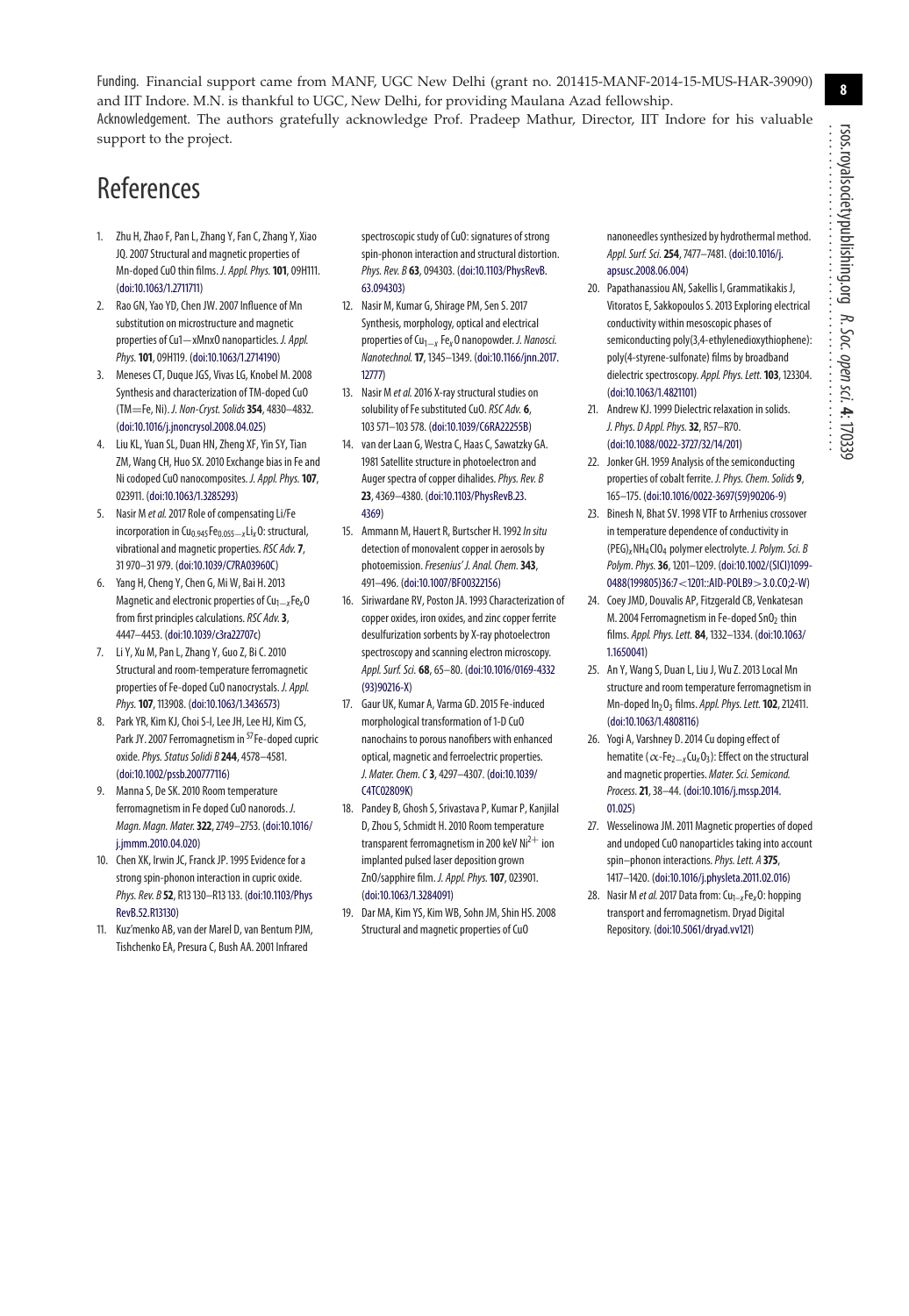**Funding.** Financial support came from MANF, UGC New Delhi (grant no. 201415-MANF-2014-15-MUS-HAR-39090) and IIT Indore. M.N. is thankful to UGC, New Delhi, for providing Maulana Azad fellowship.

**Acknowledgement.** The authors gratefully acknowledge Prof. Pradeep Mathur, Director, IIT Indore for his valuable support to the project.

# References

1. Zhu H, Zhao F, Pan L, Zhang Y, Fan C, Zhang Y, Xiao JQ. 2007 Structural and magnetic properties of Mn-doped CuO thin films. *J. Appl. Phys.* **101**, 09H111. (doi:10.1063/1.2711711)
2. Rao GN, Yao YD, Chen JW. 2007 Influence of Mn substitution on microstructure and magnetic properties of Cu1−xMnxO nanoparticles. *J. Appl. Phys.* **101**, 09H119. (doi:10.1063/1.2714190)
3. Meneses CT, Duque JGS, Vivas LG, Knobel M. 2008 Synthesis and characterization of TM-doped CuO (TM=Fe, Ni). *J. Non-Cryst. Solids* **354**, 4830–4832. (doi:10.1016/j.jnoncrysol.2008.04.025)
4. Liu KL, Yuan SL, Duan HN, Zheng XF, Yin SY, Tian ZM, Wang CH, Huo SX. 2010 Exchange bias in Fe and Ni codoped CuO nanocomposites. *J. Appl. Phys.* **107**, 023911. (doi:10.1063/1.3285293)
5. Nasir M *et al.* 2017 Role of compensating Li/Fe incorporation in $Cu_{0.945}Fe_{0.055-x}Li_xO$: structural, vibrational and magnetic properties. *RSC Adv.* **7**, 31 970–31 979. (doi:10.1039/C7RA03960C)
6. Yang H, Cheng Y, Chen G, Mi W, Bai H. 2013 Magnetic and electronic properties of $Cu_{1-x}Fe_xO$ from first principles calculations. *RSC Adv.* **3**, 4447–4453. (doi:10.1039/c3ra22707c)
7. Li Y, Xu M, Pan L, Zhang Y, Guo Z, Bi C. 2010 Structural and room-temperature ferromagnetic properties of Fe-doped CuO nanocrystals. *J. Appl. Phys.* **107**, 113908. (doi:10.1063/1.3436573)
8. Park YR, Kim KJ, Choi S-I, Lee JH, Lee HJ, Kim CS, Park JY. 2007 Ferromagnetism in $^{57}$Fe-doped cupric oxide. *Phys. Status Solidi B* **244**, 4578–4581. (doi:10.1002/pssb.200777116)
9. Manna S, De SK. 2010 Room temperature ferromagnetism in Fe doped CuO nanorods. *J. Magn. Magn. Mater.* **322**, 2749–2753. (doi:10.1016/j.jmmm.2010.04.020)
10. Chen XK, Irwin JC, Franck JP. 1995 Evidence for a strong spin-phonon interaction in cupric oxide. *Phys. Rev. B* **52**, R13 130–R13 133. (doi:10.1103/PhysRevB.52.R13130)
11. Kuz'menko AB, van der Marel D, van Bentum PJM, Tishchenko EA, Presura C, Bush AA. 2001 Infrared spectroscopic study of CuO: signatures of strong spin-phonon interaction and structural distortion. *Phys. Rev. B* **63**, 094303. (doi:10.1103/PhysRevB.63.094303)
12. Nasir M, Kumar G, Shirage PM, Sen S. 2017 Synthesis, morphology, optical and electrical properties of $Cu_{1-x}Fe_xO$ nanopowder. *J. Nanosci. Nanotechnol.* **17**, 1345–1349. (doi:10.1166/jnn.2017.12777)
13. Nasir M *et al.* 2016 X-ray structural studies on solubility of Fe substituted CuO. *RSC Adv.* **6**, 103 571–103 578. (doi:10.1039/C6RA22255B)
14. van der Laan G, Westra C, Haas C, Sawatzky GA. 1981 Satellite structure in photoelectron and Auger spectra of copper dihalides. *Phys. Rev. B* **23**, 4369–4380. (doi:10.1103/PhysRevB.23.4369)
15. Ammann M, Hauert R, Burtscher H. 1992 *In situ* detection of monovalent copper in aerosols by photoemission. *Fresenius' J. Anal. Chem.* **343**, 491–496. (doi:10.1007/BF00322156)
16. Siriwardane RV, Poston JA. 1993 Characterization of copper oxides, iron oxides, and zinc copper ferrite desulfurization sorbents by X-ray photoelectron spectroscopy and scanning electron microscopy. *Appl. Surf. Sci.* **68**, 65–80. (doi:10.1016/0169-4332(93)90216-X)
17. Gaur UK, Kumar A, Varma GD. 2015 Fe-induced morphological transformation of 1-D CuO nanochains to porous nanofibers with enhanced optical, magnetic and ferroelectric properties. *J. Mater. Chem. C* **3**, 4297–4307. (doi:10.1039/C4TC02809K)
18. Pandey B, Ghosh S, Srivastava P, Kumar P, Kanjilal D, Zhou S, Schmidt H. 2010 Room temperature transparent ferromagnetism in 200 keV $Ni^{2+}$ ion implanted pulsed laser deposition grown ZnO/sapphire film. *J. Appl. Phys.* **107**, 023901. (doi:10.1063/1.3284091)
19. Dar MA, Kim YS, Kim WB, Sohn JM, Shin HS. 2008 Structural and magnetic properties of CuO nanoneedles synthesized by hydrothermal method. *Appl. Surf. Sci.* **254**, 7477–7481. (doi:10.1016/j.apsusc.2008.06.004)
20. Papathanassiou AN, Sakellis I, Grammatikakis J, Vitoratos E, Sakkopoulos S. 2013 Exploring electrical conductivity within mesoscopic phases of semiconducting poly(3,4-ethylenedioxythiophene): poly(4-styrene-sulfonate) films by broadband dielectric spectroscopy. *Appl. Phys. Lett.* **103**, 123304. (doi:10.1063/1.4821101)
21. Andrew KJ. 1999 Dielectric relaxation in solids. *J. Phys. D Appl. Phys.* **32**, R57–R70. (doi:10.1088/0022-3727/32/14/201)
22. Jonker GH. 1959 Analysis of the semiconducting properties of cobalt ferrite. *J. Phys. Chem. Solids* **9**, 165–175. (doi:10.1016/0022-3697(59)90206-9)
23. Binesh N, Bhat SV. 1998 VTF to Arrhenius crossover in temperature dependence of conductivity in $(PEG)_xNH_4ClO_4$ polymer electrolyte. *J. Polym. Sci. B Polym. Phys.* **36**, 1201–1209. (doi:10.1002/(SICI)1099-0488(199805)36:7<1201::AID-POLB9>3.0.CO;2-W)
24. Coey JMD, Douvalis AP, Fitzgerald CB, Venkatesan M. 2004 Ferromagnetism in Fe-doped $SnO_2$ thin films. *Appl. Phys. Lett.* **84**, 1332–1334. (doi:10.1063/1.1650041)
25. An Y, Wang S, Duan L, Liu J, Wu Z. 2013 Local Mn structure and room temperature ferromagnetism in Mn-doped $In_2O_3$ films. *Appl. Phys. Lett.* **102**, 212411. (doi:10.1063/1.4808116)
26. Yogi A, Varshney D. 2014 Cu doping effect of hematite ($\alpha$-$Fe_{2-x}Cu_xO_3$): Effect on the structural and magnetic properties. *Mater. Sci. Semicond. Process.* **21**, 38–44. (doi:10.1016/j.mssp.2014.01.025)
27. Wesselinowa JM. 2011 Magnetic properties of doped and undoped CuO nanoparticles taking into account spin–phonon interactions. *Phys. Lett. A* **375**, 1417–1420. (doi:10.1016/j.physleta.2011.02.016)
28. Nasir M *et al.* 2017 Data from: $Cu_{1-x}Fe_xO$: hopping transport and ferromagnetism. Dryad Digital Repository. (doi:10.5061/dryad.vv121)